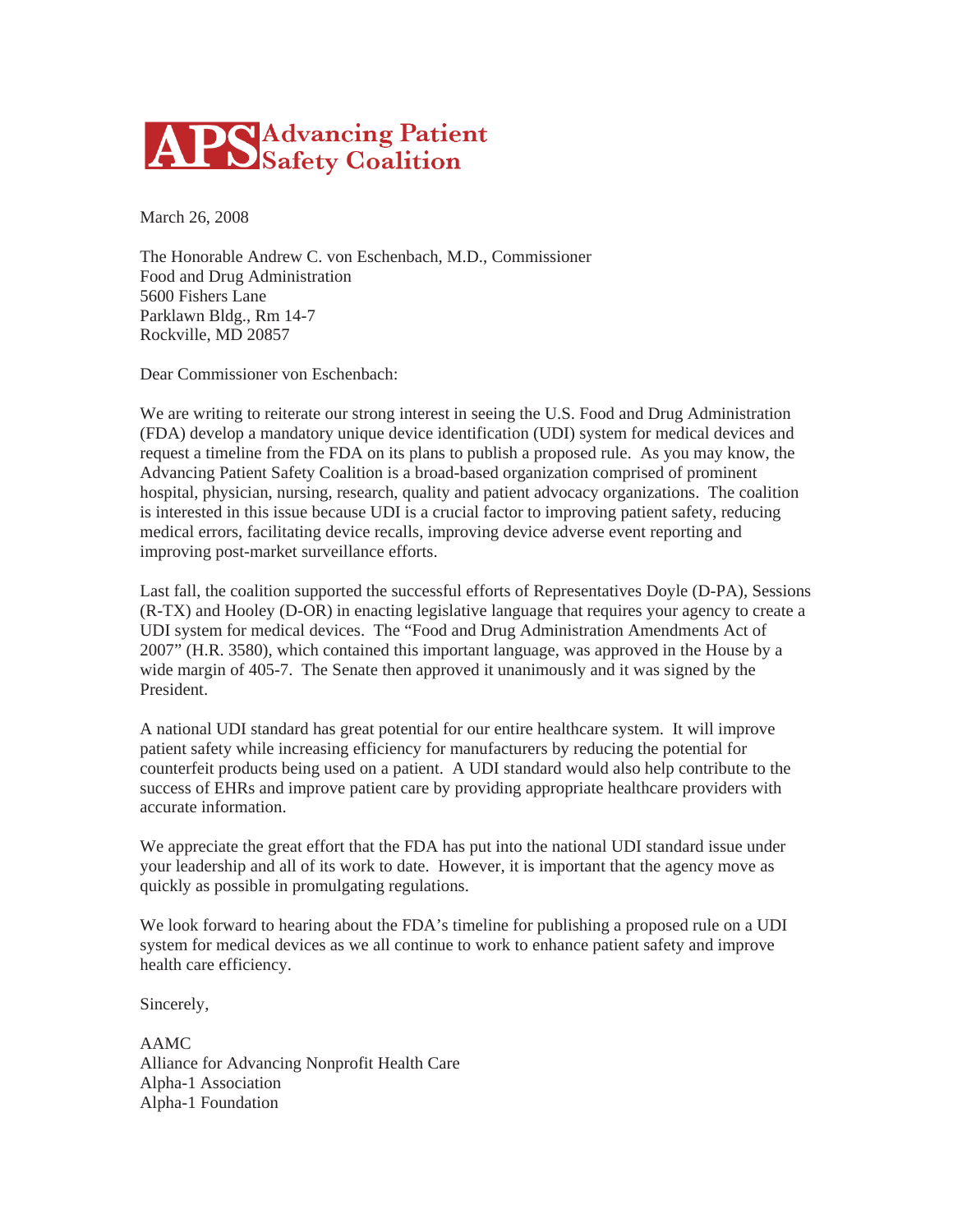**APS Advancing Patient Safety Coalition**

March 26, 2008

The Honorable Andrew C. von Eschenbach, M.D., Commissioner
Food and Drug Administration
5600 Fishers Lane
Parklawn Bldg., Rm 14-7
Rockville, MD 20857

Dear Commissioner von Eschenbach:

We are writing to reiterate our strong interest in seeing the U.S. Food and Drug Administration (FDA) develop a mandatory unique device identification (UDI) system for medical devices and request a timeline from the FDA on its plans to publish a proposed rule. As you may know, the Advancing Patient Safety Coalition is a broad-based organization comprised of prominent hospital, physician, nursing, research, quality and patient advocacy organizations. The coalition is interested in this issue because UDI is a crucial factor to improving patient safety, reducing medical errors, facilitating device recalls, improving device adverse event reporting and improving post-market surveillance efforts.

Last fall, the coalition supported the successful efforts of Representatives Doyle (D-PA), Sessions (R-TX) and Hooley (D-OR) in enacting legislative language that requires your agency to create a UDI system for medical devices. The "Food and Drug Administration Amendments Act of 2007" (H.R. 3580), which contained this important language, was approved in the House by a wide margin of 405-7. The Senate then approved it unanimously and it was signed by the President.

A national UDI standard has great potential for our entire healthcare system. It will improve patient safety while increasing efficiency for manufacturers by reducing the potential for counterfeit products being used on a patient. A UDI standard would also help contribute to the success of EHRs and improve patient care by providing appropriate healthcare providers with accurate information.

We appreciate the great effort that the FDA has put into the national UDI standard issue under your leadership and all of its work to date. However, it is important that the agency move as quickly as possible in promulgating regulations.

We look forward to hearing about the FDA's timeline for publishing a proposed rule on a UDI system for medical devices as we all continue to work to enhance patient safety and improve health care efficiency.

Sincerely,

AAMC
Alliance for Advancing Nonprofit Health Care
Alpha-1 Association
Alpha-1 Foundation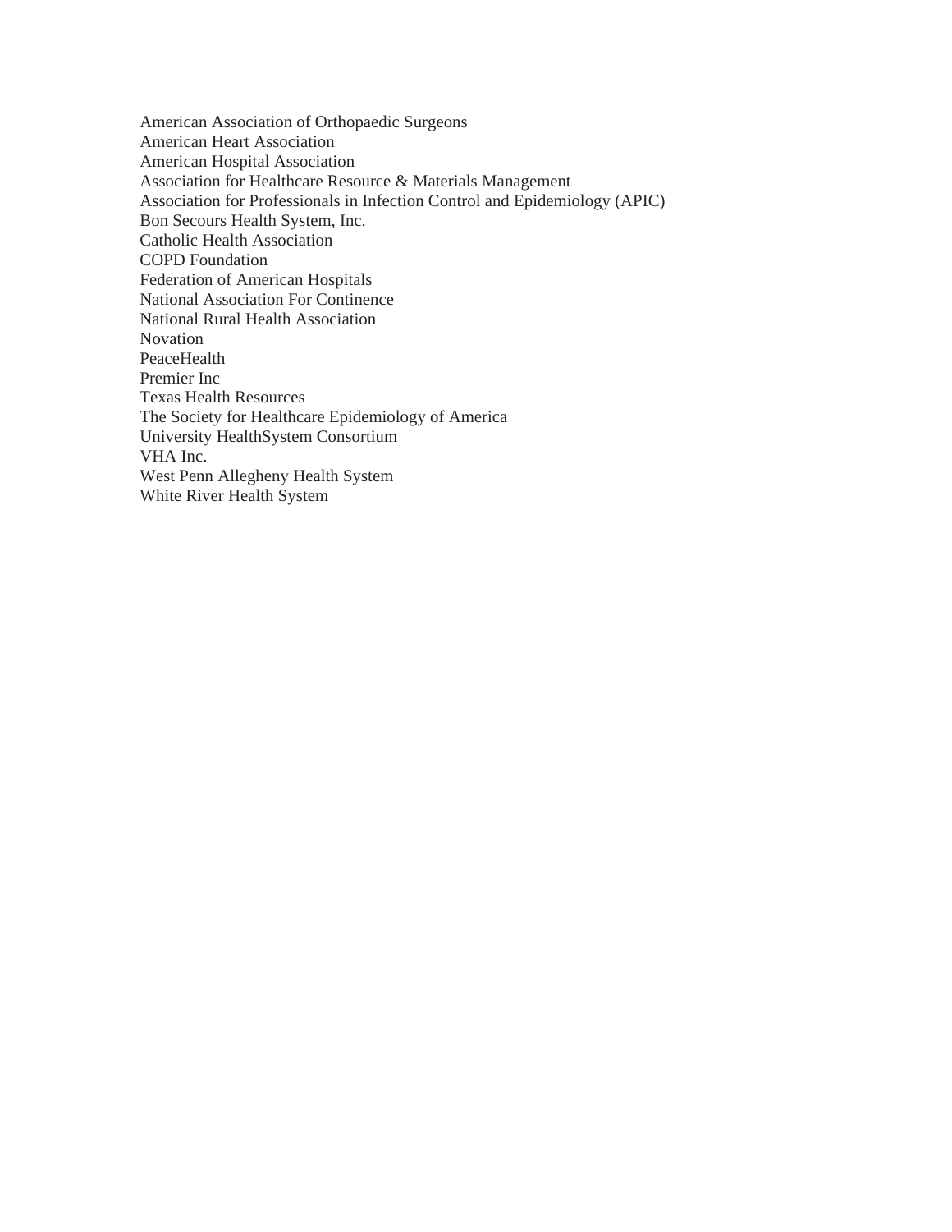American Association of Orthopaedic Surgeons
American Heart Association
American Hospital Association
Association for Healthcare Resource & Materials Management
Association for Professionals in Infection Control and Epidemiology (APIC)
Bon Secours Health System, Inc.
Catholic Health Association
COPD Foundation
Federation of American Hospitals
National Association For Continence
National Rural Health Association
Novation
PeaceHealth
Premier Inc
Texas Health Resources
The Society for Healthcare Epidemiology of America
University HealthSystem Consortium
VHA Inc.
West Penn Allegheny Health System
White River Health System